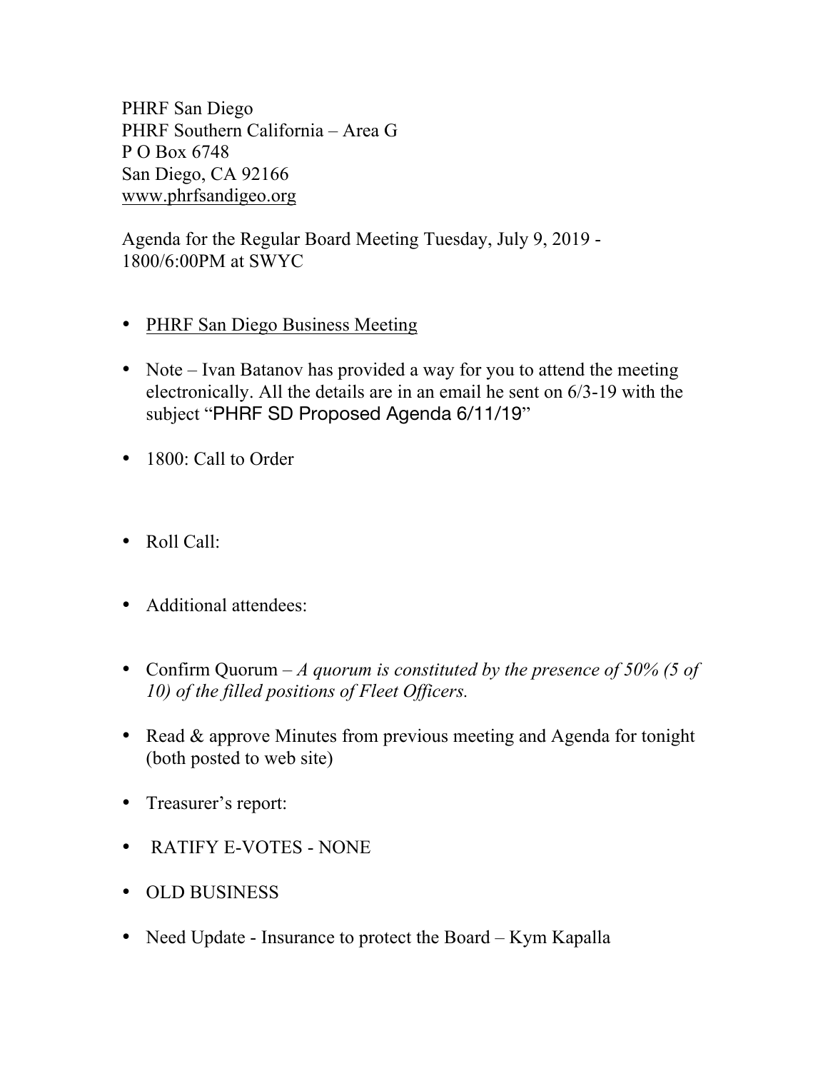PHRF San Diego
PHRF Southern California – Area G
P O Box 6748
San Diego, CA 92166
www.phrfsandigeo.org

Agenda for the Regular Board Meeting Tuesday, July 9, 2019 - 1800/6:00PM at SWYC

- PHRF San Diego Business Meeting
- Note – Ivan Batanov has provided a way for you to attend the meeting electronically. All the details are in an email he sent on 6/3-19 with the subject "PHRF SD Proposed Agenda 6/11/19"
- 1800: Call to Order
- Roll Call:
- Additional attendees:
- Confirm Quorum – *A quorum is constituted by the presence of 50% (5 of 10) of the filled positions of Fleet Officers.*
- Read & approve Minutes from previous meeting and Agenda for tonight (both posted to web site)
- Treasurer's report:
- RATIFY E-VOTES - NONE
- OLD BUSINESS
- Need Update - Insurance to protect the Board – Kym Kapalla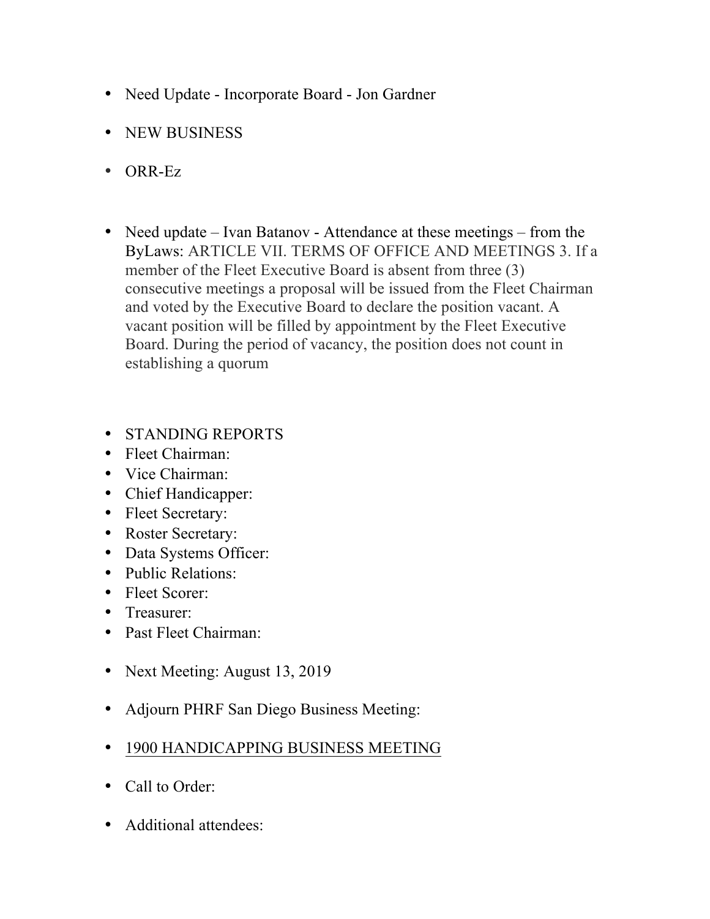- Need Update - Incorporate Board - Jon Gardner

- NEW BUSINESS

- ORR-Ez

- Need update – Ivan Batanov - Attendance at these meetings – from the ByLaws: ARTICLE VII. TERMS OF OFFICE AND MEETINGS 3. If a member of the Fleet Executive Board is absent from three (3) consecutive meetings a proposal will be issued from the Fleet Chairman and voted by the Executive Board to declare the position vacant. A vacant position will be filled by appointment by the Fleet Executive Board. During the period of vacancy, the position does not count in establishing a quorum

- STANDING REPORTS
- Fleet Chairman:
- Vice Chairman:
- Chief Handicapper:
- Fleet Secretary:
- Roster Secretary:
- Data Systems Officer:
- Public Relations:
- Fleet Scorer:
- Treasurer:
- Past Fleet Chairman:

- Next Meeting: August 13, 2019

- Adjourn PHRF San Diego Business Meeting:

- <u>1900 HANDICAPPING BUSINESS MEETING</u>

- Call to Order:

- Additional attendees: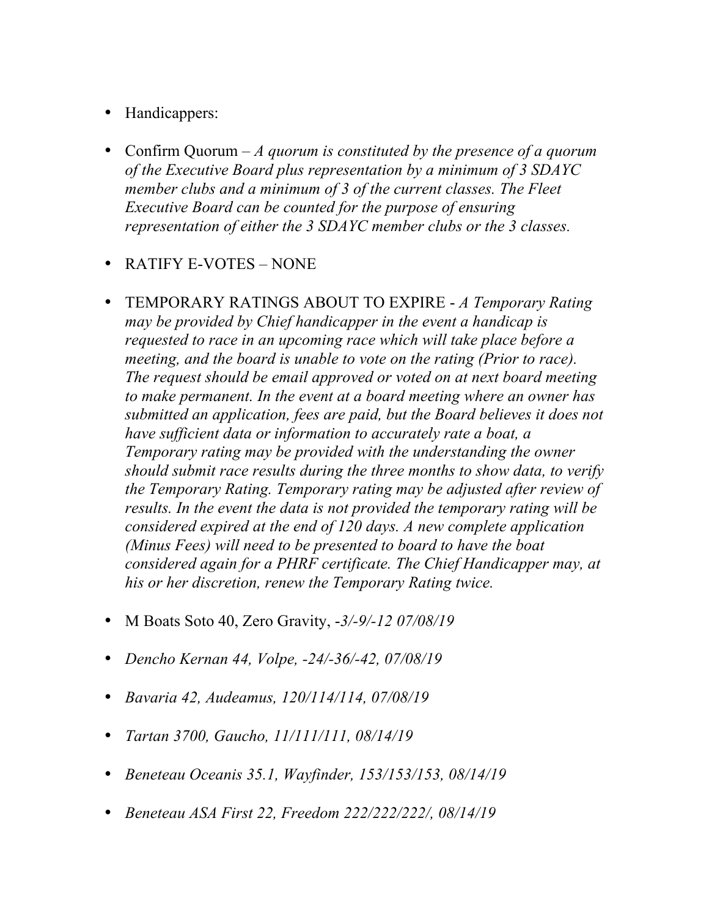- Handicappers:

- Confirm Quorum – *A quorum is constituted by the presence of a quorum of the Executive Board plus representation by a minimum of 3 SDAYC member clubs and a minimum of 3 of the current classes. The Fleet Executive Board can be counted for the purpose of ensuring representation of either the 3 SDAYC member clubs or the 3 classes.*

- RATIFY E-VOTES – NONE

- TEMPORARY RATINGS ABOUT TO EXPIRE - *A Temporary Rating may be provided by Chief handicapper in the event a handicap is requested to race in an upcoming race which will take place before a meeting, and the board is unable to vote on the rating (Prior to race). The request should be email approved or voted on at next board meeting to make permanent. In the event at a board meeting where an owner has submitted an application, fees are paid, but the Board believes it does not have sufficient data or information to accurately rate a boat, a Temporary rating may be provided with the understanding the owner should submit race results during the three months to show data, to verify the Temporary Rating. Temporary rating may be adjusted after review of results. In the event the data is not provided the temporary rating will be considered expired at the end of 120 days. A new complete application (Minus Fees) will need to be presented to board to have the boat considered again for a PHRF certificate. The Chief Handicapper may, at his or her discretion, renew the Temporary Rating twice.*

- M Boats Soto 40, Zero Gravity, *-3/-9/-12 07/08/19*

- *Dencho Kernan 44, Volpe, -24/-36/-42, 07/08/19*

- *Bavaria 42, Audeamus, 120/114/114, 07/08/19*

- *Tartan 3700, Gaucho, 11/111/111, 08/14/19*

- *Beneteau Oceanis 35.1, Wayfinder, 153/153/153, 08/14/19*

- *Beneteau ASA First 22, Freedom 222/222/222/, 08/14/19*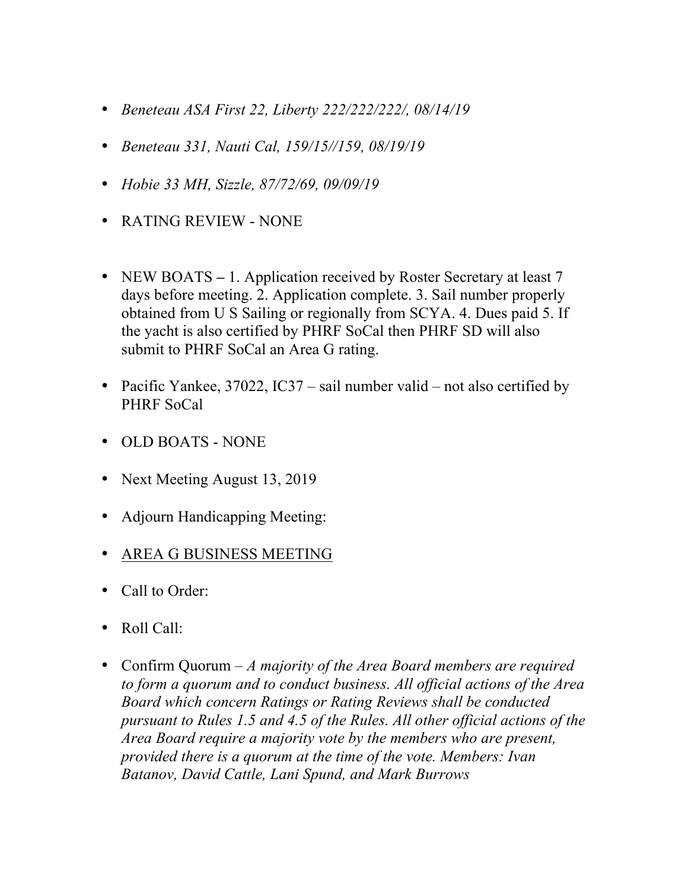- *Beneteau ASA First 22, Liberty 222/222/222/, 08/14/19*
- *Beneteau 331, Nauti Cal, 159/15//159, 08/19/19*
- *Hobie 33 MH, Sizzle, 87/72/69, 09/09/19*
- RATING REVIEW - NONE
- NEW BOATS – 1. Application received by Roster Secretary at least 7 days before meeting. 2. Application complete. 3. Sail number properly obtained from U S Sailing or regionally from SCYA. 4. Dues paid 5. If the yacht is also certified by PHRF SoCal then PHRF SD will also submit to PHRF SoCal an Area G rating.
- Pacific Yankee, 37022, IC37 – sail number valid – not also certified by PHRF SoCal
- OLD BOATS - NONE
- Next Meeting August 13, 2019
- Adjourn Handicapping Meeting:
- <u>AREA G BUSINESS MEETING</u>
- Call to Order:
- Roll Call:
- Confirm Quorum – *A majority of the Area Board members are required to form a quorum and to conduct business. All official actions of the Area Board which concern Ratings or Rating Reviews shall be conducted pursuant to Rules 1.5 and 4.5 of the Rules. All other official actions of the Area Board require a majority vote by the members who are present, provided there is a quorum at the time of the vote. Members: Ivan Batanov, David Cattle, Lani Spund, and Mark Burrows*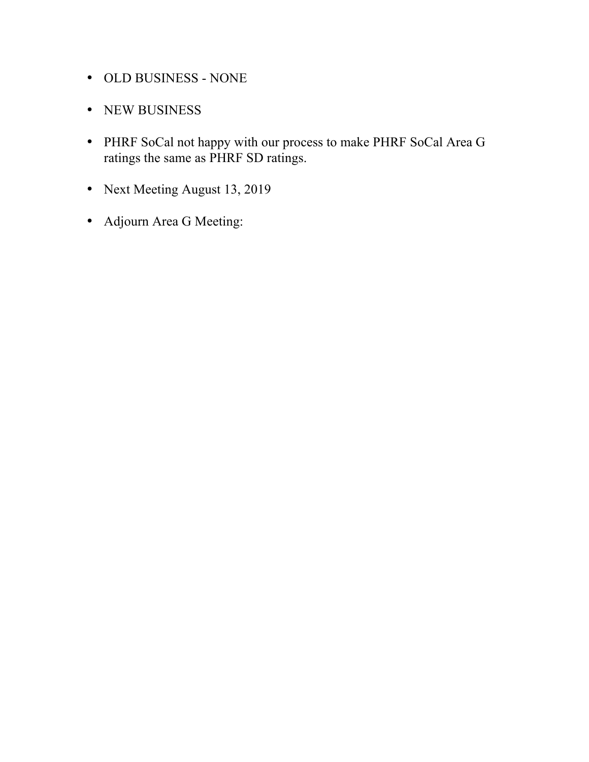- OLD BUSINESS - NONE
- NEW BUSINESS
- PHRF SoCal not happy with our process to make PHRF SoCal Area G ratings the same as PHRF SD ratings.
- Next Meeting August 13, 2019
- Adjourn Area G Meeting: